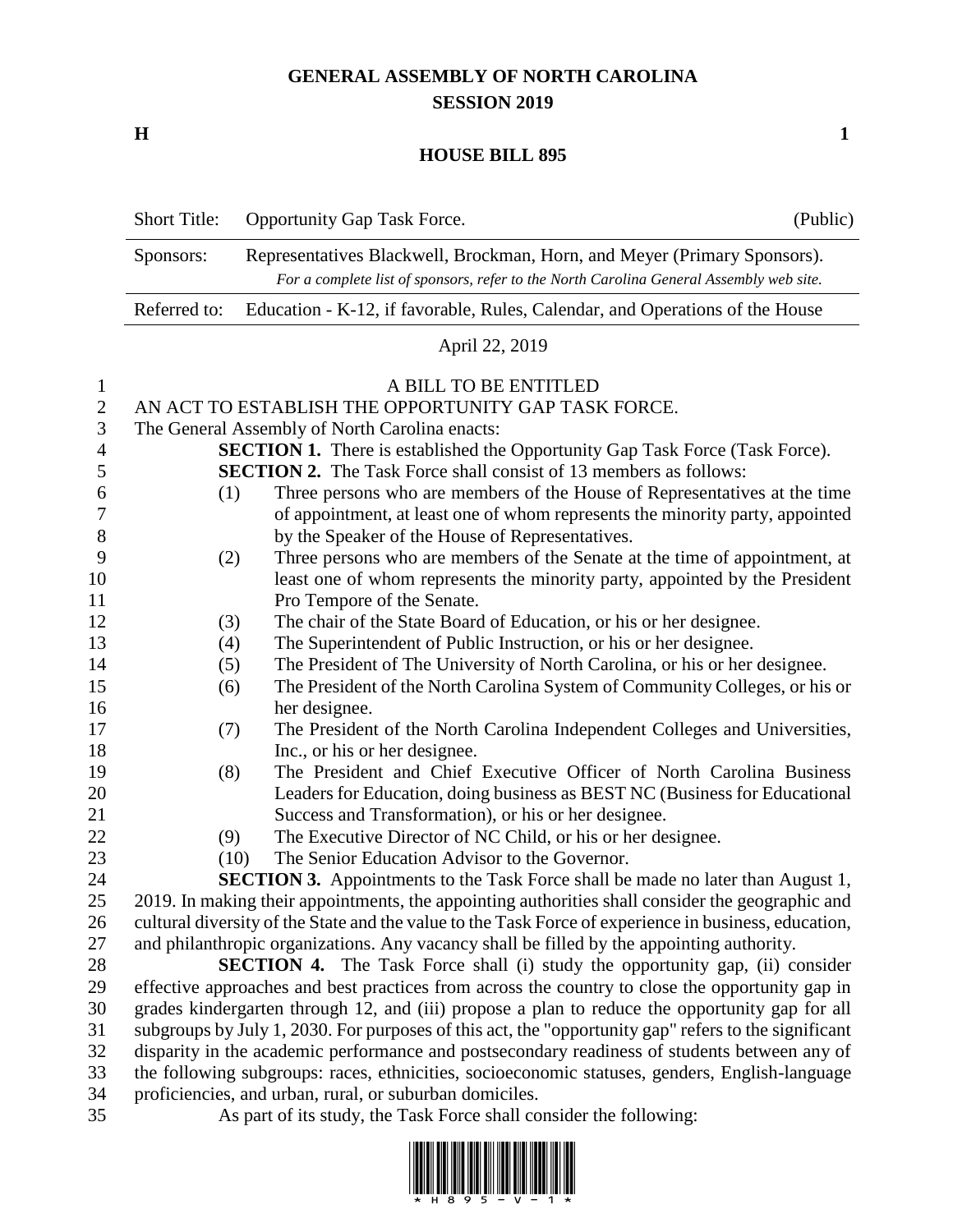# GENERAL ASSEMBLY OF NORTH CAROLINA
## SESSION 2019

**H** **1**

## HOUSE BILL 895

| Short Title: | Opportunity Gap Task Force. | (Public) |
|---|---|---|
| Sponsors: | Representatives Blackwell, Brockman, Horn, and Meyer (Primary Sponsors). *For a complete list of sponsors, refer to the North Carolina General Assembly web site.* | |
| Referred to: | Education - K-12, if favorable, Rules, Calendar, and Operations of the House | |

April 22, 2019

A BILL TO BE ENTITLED

AN ACT TO ESTABLISH THE OPPORTUNITY GAP TASK FORCE.

The General Assembly of North Carolina enacts:

**SECTION 1.** There is established the Opportunity Gap Task Force (Task Force).

**SECTION 2.** The Task Force shall consist of 13 members as follows:

(1) Three persons who are members of the House of Representatives at the time of appointment, at least one of whom represents the minority party, appointed by the Speaker of the House of Representatives.

(2) Three persons who are members of the Senate at the time of appointment, at least one of whom represents the minority party, appointed by the President Pro Tempore of the Senate.

(3) The chair of the State Board of Education, or his or her designee.

(4) The Superintendent of Public Instruction, or his or her designee.

(5) The President of The University of North Carolina, or his or her designee.

(6) The President of the North Carolina System of Community Colleges, or his or her designee.

(7) The President of the North Carolina Independent Colleges and Universities, Inc., or his or her designee.

(8) The President and Chief Executive Officer of North Carolina Business Leaders for Education, doing business as BEST NC (Business for Educational Success and Transformation), or his or her designee.

(9) The Executive Director of NC Child, or his or her designee.

(10) The Senior Education Advisor to the Governor.

**SECTION 3.** Appointments to the Task Force shall be made no later than August 1, 2019. In making their appointments, the appointing authorities shall consider the geographic and cultural diversity of the State and the value to the Task Force of experience in business, education, and philanthropic organizations. Any vacancy shall be filled by the appointing authority.

**SECTION 4.** The Task Force shall (i) study the opportunity gap, (ii) consider effective approaches and best practices from across the country to close the opportunity gap in grades kindergarten through 12, and (iii) propose a plan to reduce the opportunity gap for all subgroups by July 1, 2030. For purposes of this act, the "opportunity gap" refers to the significant disparity in the academic performance and postsecondary readiness of students between any of the following subgroups: races, ethnicities, socioeconomic statuses, genders, English-language proficiencies, and urban, rural, or suburban domiciles.

As part of its study, the Task Force shall consider the following: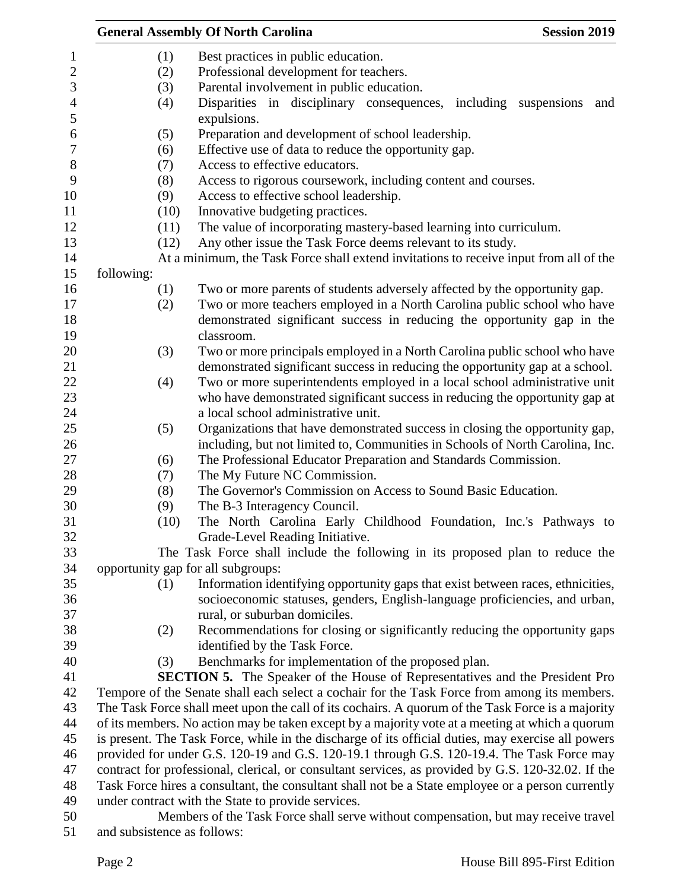(1) Best practices in public education.
(2) Professional development for teachers.
(3) Parental involvement in public education.
(4) Disparities in disciplinary consequences, including suspensions and expulsions.
(5) Preparation and development of school leadership.
(6) Effective use of data to reduce the opportunity gap.
(7) Access to effective educators.
(8) Access to rigorous coursework, including content and courses.
(9) Access to effective school leadership.
(10) Innovative budgeting practices.
(11) The value of incorporating mastery-based learning into curriculum.
(12) Any other issue the Task Force deems relevant to its study.

At a minimum, the Task Force shall extend invitations to receive input from all of the following:

(1) Two or more parents of students adversely affected by the opportunity gap.
(2) Two or more teachers employed in a North Carolina public school who have demonstrated significant success in reducing the opportunity gap in the classroom.
(3) Two or more principals employed in a North Carolina public school who have demonstrated significant success in reducing the opportunity gap at a school.
(4) Two or more superintendents employed in a local school administrative unit who have demonstrated significant success in reducing the opportunity gap at a local school administrative unit.
(5) Organizations that have demonstrated success in closing the opportunity gap, including, but not limited to, Communities in Schools of North Carolina, Inc.
(6) The Professional Educator Preparation and Standards Commission.
(7) The My Future NC Commission.
(8) The Governor's Commission on Access to Sound Basic Education.
(9) The B-3 Interagency Council.
(10) The North Carolina Early Childhood Foundation, Inc.'s Pathways to Grade-Level Reading Initiative.

The Task Force shall include the following in its proposed plan to reduce the opportunity gap for all subgroups:

(1) Information identifying opportunity gaps that exist between races, ethnicities, socioeconomic statuses, genders, English-language proficiencies, and urban, rural, or suburban domiciles.
(2) Recommendations for closing or significantly reducing the opportunity gaps identified by the Task Force.
(3) Benchmarks for implementation of the proposed plan.

**SECTION 5.** The Speaker of the House of Representatives and the President Pro Tempore of the Senate shall each select a cochair for the Task Force from among its members. The Task Force shall meet upon the call of its cochairs. A quorum of the Task Force is a majority of its members. No action may be taken except by a majority vote at a meeting at which a quorum is present. The Task Force, while in the discharge of its official duties, may exercise all powers provided for under G.S. 120-19 and G.S. 120-19.1 through G.S. 120-19.4. The Task Force may contract for professional, clerical, or consultant services, as provided by G.S. 120-32.02. If the Task Force hires a consultant, the consultant shall not be a State employee or a person currently under contract with the State to provide services.

Members of the Task Force shall serve without compensation, but may receive travel and subsistence as follows: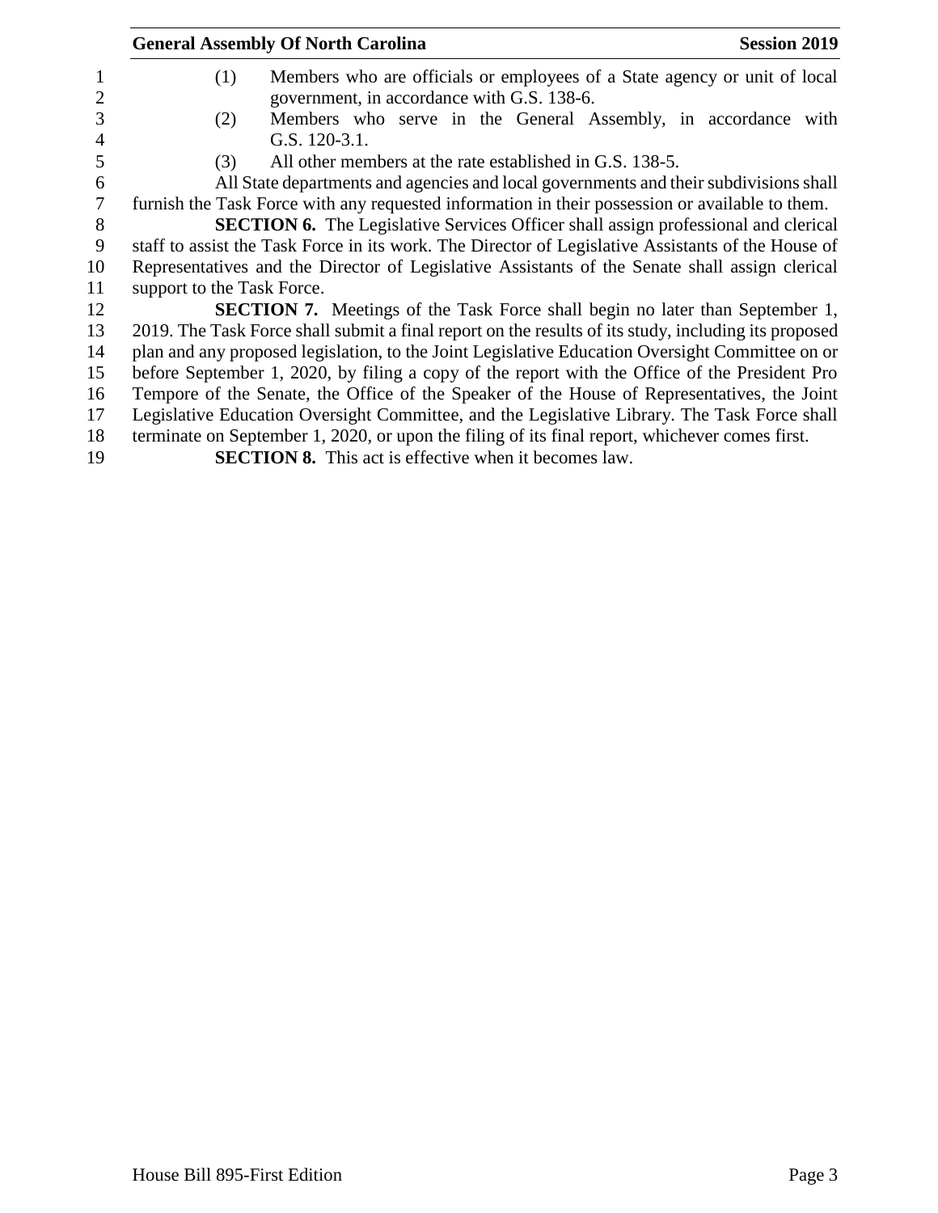(1) Members who are officials or employees of a State agency or unit of local government, in accordance with G.S. 138-6.

(2) Members who serve in the General Assembly, in accordance with G.S. 120-3.1.

(3) All other members at the rate established in G.S. 138-5.

All State departments and agencies and local governments and their subdivisions shall furnish the Task Force with any requested information in their possession or available to them.

**SECTION 6.** The Legislative Services Officer shall assign professional and clerical staff to assist the Task Force in its work. The Director of Legislative Assistants of the House of Representatives and the Director of Legislative Assistants of the Senate shall assign clerical support to the Task Force.

**SECTION 7.** Meetings of the Task Force shall begin no later than September 1, 2019. The Task Force shall submit a final report on the results of its study, including its proposed plan and any proposed legislation, to the Joint Legislative Education Oversight Committee on or before September 1, 2020, by filing a copy of the report with the Office of the President Pro Tempore of the Senate, the Office of the Speaker of the House of Representatives, the Joint Legislative Education Oversight Committee, and the Legislative Library. The Task Force shall terminate on September 1, 2020, or upon the filing of its final report, whichever comes first.

**SECTION 8.** This act is effective when it becomes law.